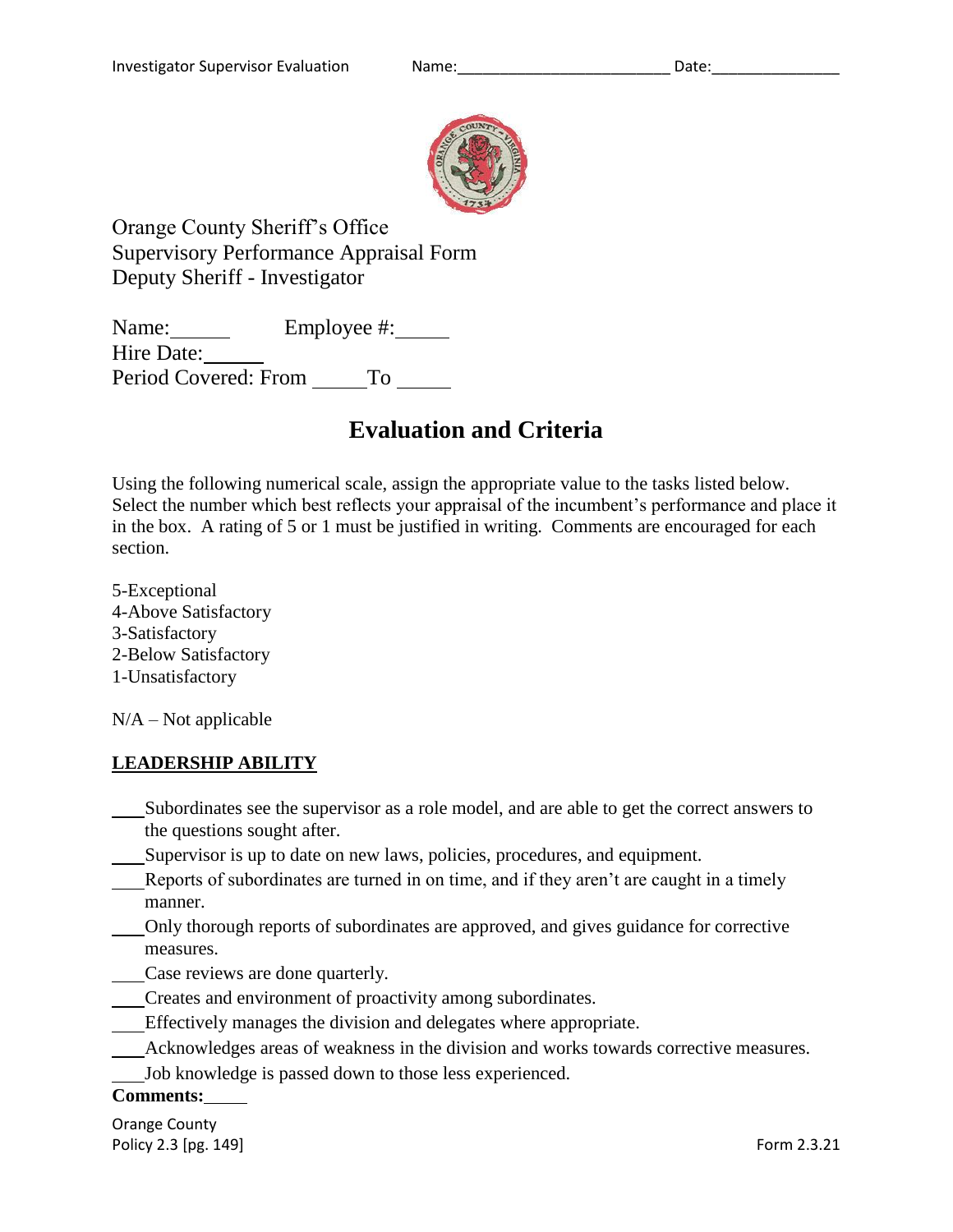Orange County Sheriff's Office
Supervisory Performance Appraisal Form
Deputy Sheriff - Investigator

Name:______ Employee #:_____
Hire Date:______
Period Covered: From _____ To _____

# Evaluation and Criteria

Using the following numerical scale, assign the appropriate value to the tasks listed below. Select the number which best reflects your appraisal of the incumbent's performance and place it in the box. A rating of 5 or 1 must be justified in writing. Comments are encouraged for each section.

5-Exceptional
4-Above Satisfactory
3-Satisfactory
2-Below Satisfactory
1-Unsatisfactory

N/A – Not applicable

## LEADERSHIP ABILITY

___Subordinates see the supervisor as a role model, and are able to get the correct answers to the questions sought after.
___Supervisor is up to date on new laws, policies, procedures, and equipment.
___Reports of subordinates are turned in on time, and if they aren't are caught in a timely manner.
___Only thorough reports of subordinates are approved, and gives guidance for corrective measures.
___Case reviews are done quarterly.
___Creates and environment of proactivity among subordinates.
___Effectively manages the division and delegates where appropriate.
___Acknowledges areas of weakness in the division and works towards corrective measures.
___Job knowledge is passed down to those less experienced.

**Comments:**_____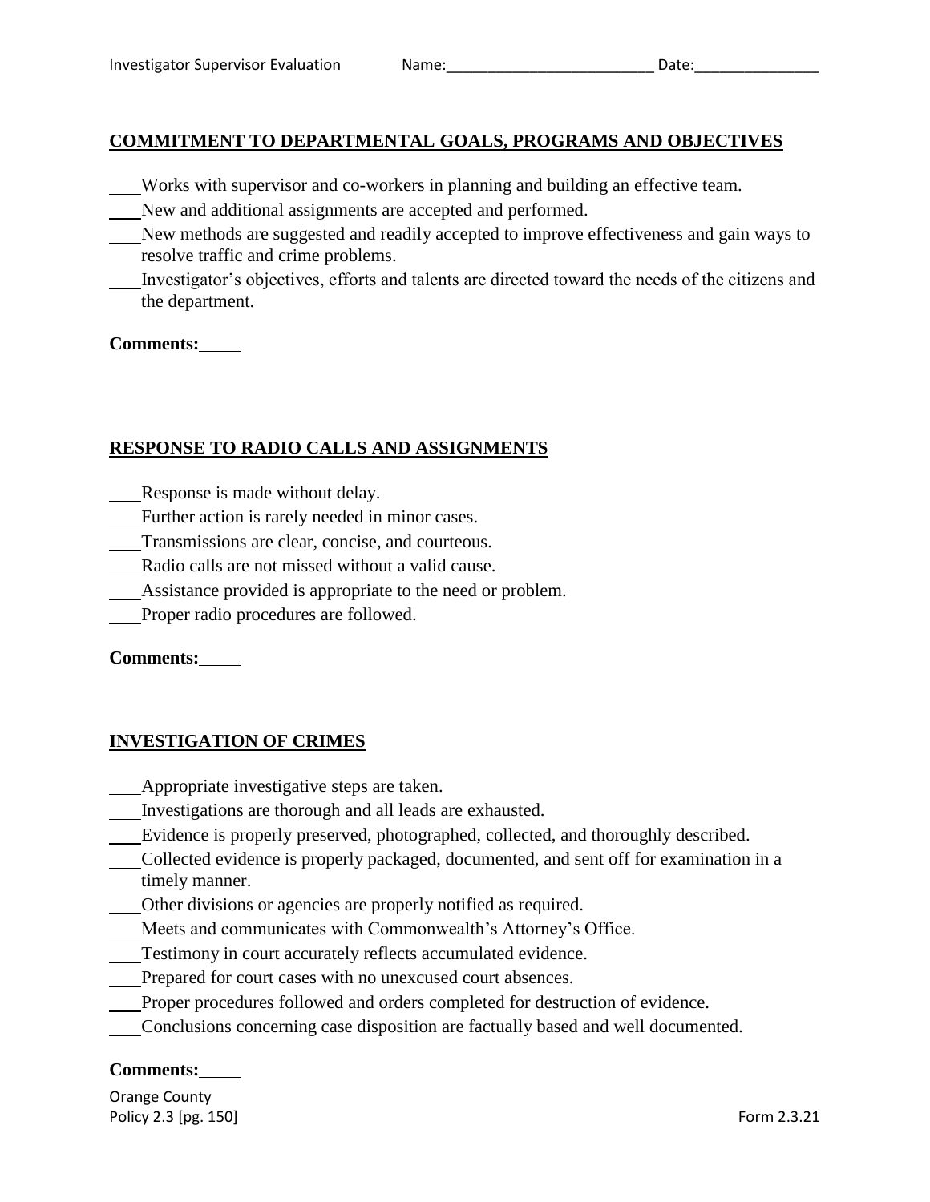## COMMITMENT TO DEPARTMENTAL GOALS, PROGRAMS AND OBJECTIVES

___Works with supervisor and co-workers in planning and building an effective team.
___New and additional assignments are accepted and performed.
___New methods are suggested and readily accepted to improve effectiveness and gain ways to resolve traffic and crime problems.
___Investigator's objectives, efforts and talents are directed toward the needs of the citizens and the department.

**Comments:**_____

## RESPONSE TO RADIO CALLS AND ASSIGNMENTS

___Response is made without delay.
___Further action is rarely needed in minor cases.
___Transmissions are clear, concise, and courteous.
___Radio calls are not missed without a valid cause.
___Assistance provided is appropriate to the need or problem.
___Proper radio procedures are followed.

**Comments:**_____

## INVESTIGATION OF CRIMES

___Appropriate investigative steps are taken.
___Investigations are thorough and all leads are exhausted.
___Evidence is properly preserved, photographed, collected, and thoroughly described.
___Collected evidence is properly packaged, documented, and sent off for examination in a timely manner.
___Other divisions or agencies are properly notified as required.
___Meets and communicates with Commonwealth's Attorney's Office.
___Testimony in court accurately reflects accumulated evidence.
___Prepared for court cases with no unexcused court absences.
___Proper procedures followed and orders completed for destruction of evidence.
___Conclusions concerning case disposition are factually based and well documented.

**Comments:**_____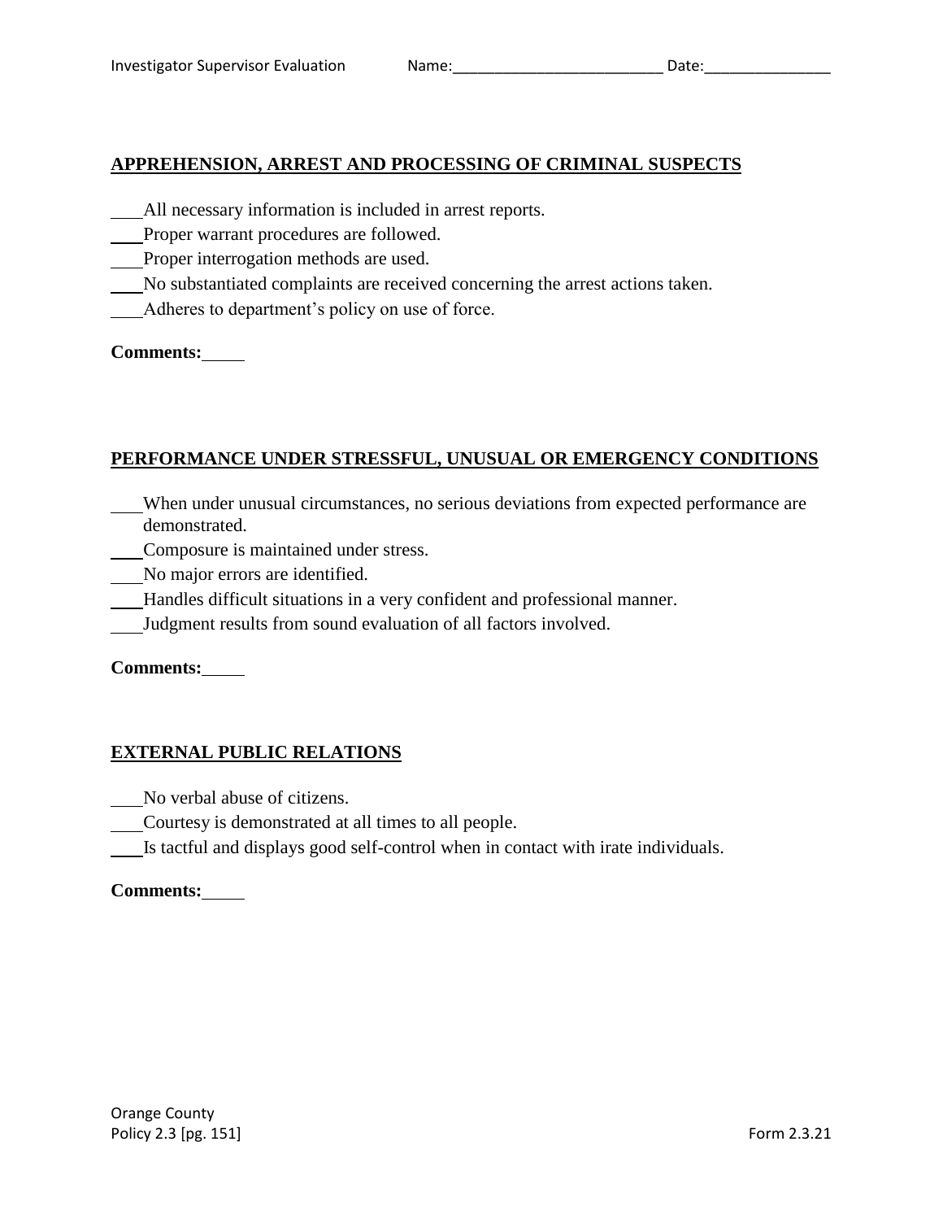## APPREHENSION, ARREST AND PROCESSING OF CRIMINAL SUSPECTS

___All necessary information is included in arrest reports.
___Proper warrant procedures are followed.
___Proper interrogation methods are used.
___No substantiated complaints are received concerning the arrest actions taken.
___Adheres to department's policy on use of force.

**Comments:**

## PERFORMANCE UNDER STRESSFUL, UNUSUAL OR EMERGENCY CONDITIONS

___When under unusual circumstances, no serious deviations from expected performance are demonstrated.
___Composure is maintained under stress.
___No major errors are identified.
___Handles difficult situations in a very confident and professional manner.
___Judgment results from sound evaluation of all factors involved.

**Comments:**

## EXTERNAL PUBLIC RELATIONS

___No verbal abuse of citizens.
___Courtesy is demonstrated at all times to all people.
___Is tactful and displays good self-control when in contact with irate individuals.

**Comments:**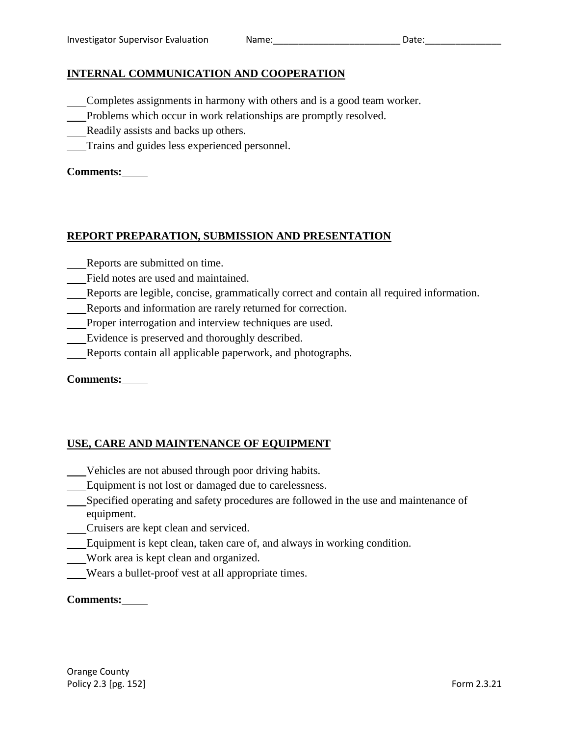## INTERNAL COMMUNICATION AND COOPERATION

\_\_\_Completes assignments in harmony with others and is a good team worker.
\_\_\_Problems which occur in work relationships are promptly resolved.
\_\_\_Readily assists and backs up others.
\_\_\_Trains and guides less experienced personnel.

**Comments:**\_\_\_\_\_

## REPORT PREPARATION, SUBMISSION AND PRESENTATION

\_\_\_Reports are submitted on time.
\_\_\_Field notes are used and maintained.
\_\_\_Reports are legible, concise, grammatically correct and contain all required information.
\_\_\_Reports and information are rarely returned for correction.
\_\_\_Proper interrogation and interview techniques are used.
\_\_\_Evidence is preserved and thoroughly described.
\_\_\_Reports contain all applicable paperwork, and photographs.

**Comments:**\_\_\_\_\_

## USE, CARE AND MAINTENANCE OF EQUIPMENT

\_\_\_Vehicles are not abused through poor driving habits.
\_\_\_Equipment is not lost or damaged due to carelessness.
\_\_\_Specified operating and safety procedures are followed in the use and maintenance of equipment.
\_\_\_Cruisers are kept clean and serviced.
\_\_\_Equipment is kept clean, taken care of, and always in working condition.
\_\_\_Work area is kept clean and organized.
\_\_\_Wears a bullet-proof vest at all appropriate times.

**Comments:**\_\_\_\_\_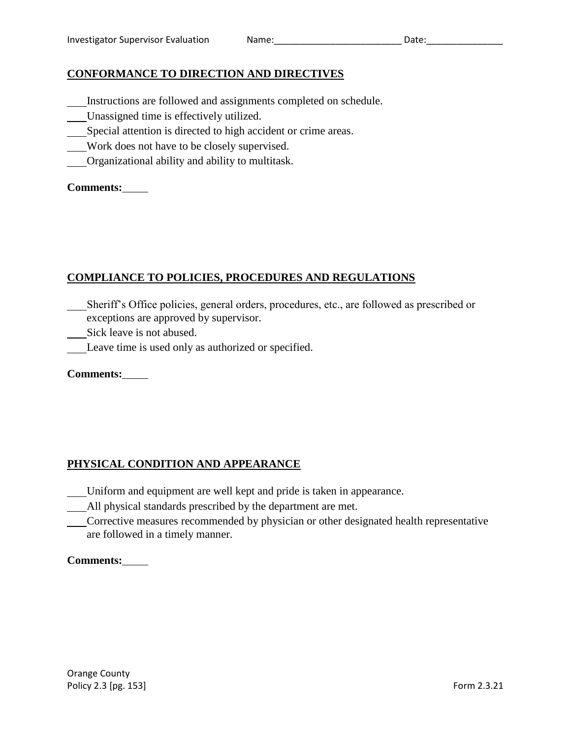## CONFORMANCE TO DIRECTION AND DIRECTIVES

\_\_\_Instructions are followed and assignments completed on schedule.
\_\_\_Unassigned time is effectively utilized.
\_\_\_Special attention is directed to high accident or crime areas.
\_\_\_Work does not have to be closely supervised.
\_\_\_Organizational ability and ability to multitask.

**Comments:**\_\_\_\_\_

## COMPLIANCE TO POLICIES, PROCEDURES AND REGULATIONS

\_\_\_Sheriff's Office policies, general orders, procedures, etc., are followed as prescribed or exceptions are approved by supervisor.
\_\_\_Sick leave is not abused.
\_\_\_Leave time is used only as authorized or specified.

**Comments:**\_\_\_\_\_

## PHYSICAL CONDITION AND APPEARANCE

\_\_\_Uniform and equipment are well kept and pride is taken in appearance.
\_\_\_All physical standards prescribed by the department are met.
\_\_\_Corrective measures recommended by physician or other designated health representative are followed in a timely manner.

**Comments:**\_\_\_\_\_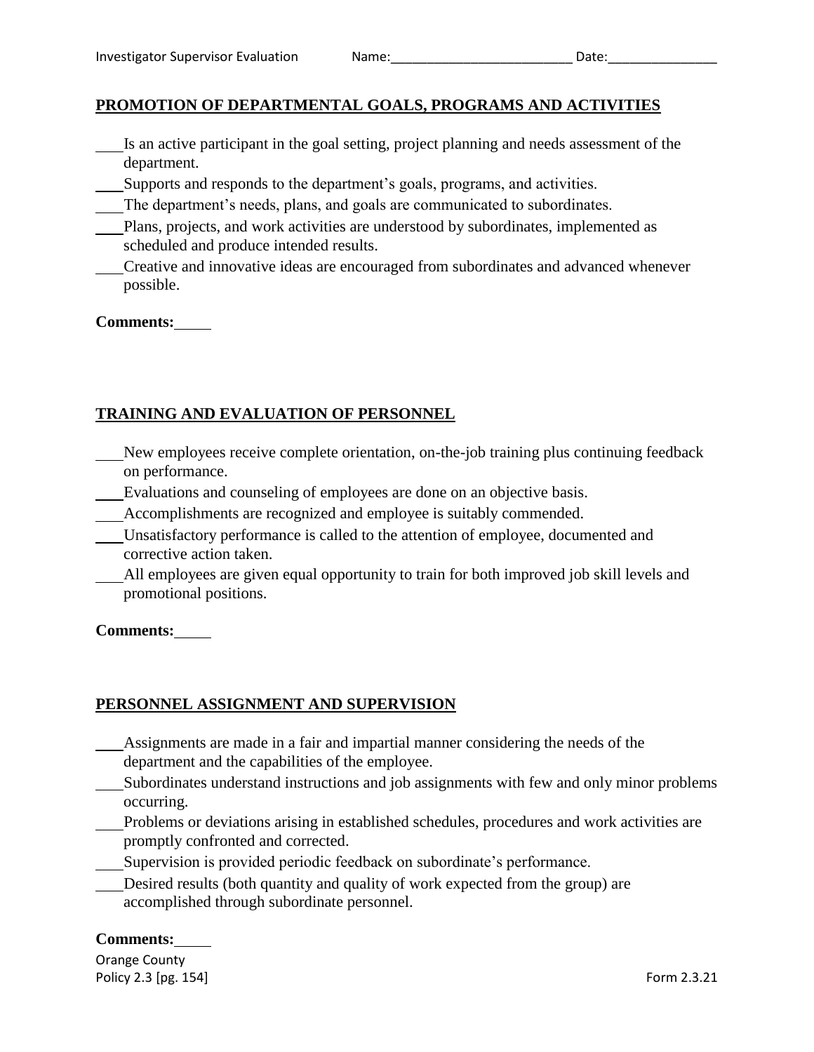## PROMOTION OF DEPARTMENTAL GOALS, PROGRAMS AND ACTIVITIES

- ___Is an active participant in the goal setting, project planning and needs assessment of the department.
- ___Supports and responds to the department's goals, programs, and activities.
- ___The department's needs, plans, and goals are communicated to subordinates.
- ___Plans, projects, and work activities are understood by subordinates, implemented as scheduled and produce intended results.
- ___Creative and innovative ideas are encouraged from subordinates and advanced whenever possible.

**Comments:**____

## TRAINING AND EVALUATION OF PERSONNEL

- ___New employees receive complete orientation, on-the-job training plus continuing feedback on performance.
- ___Evaluations and counseling of employees are done on an objective basis.
- ___Accomplishments are recognized and employee is suitably commended.
- ___Unsatisfactory performance is called to the attention of employee, documented and corrective action taken.
- ___All employees are given equal opportunity to train for both improved job skill levels and promotional positions.

**Comments:**____

## PERSONNEL ASSIGNMENT AND SUPERVISION

- ___Assignments are made in a fair and impartial manner considering the needs of the department and the capabilities of the employee.
- ___Subordinates understand instructions and job assignments with few and only minor problems occurring.
- ___Problems or deviations arising in established schedules, procedures and work activities are promptly confronted and corrected.
- ___Supervision is provided periodic feedback on subordinate's performance.
- ___Desired results (both quantity and quality of work expected from the group) are accomplished through subordinate personnel.

**Comments:**____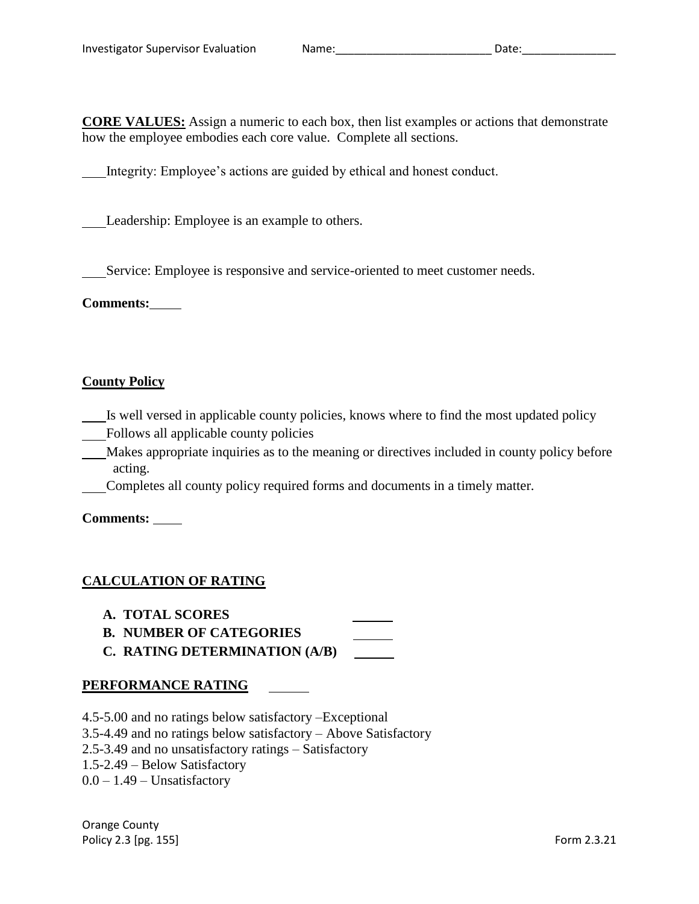**CORE VALUES:** Assign a numeric to each box, then list examples or actions that demonstrate how the employee embodies each core value. Complete all sections.

___Integrity: Employee's actions are guided by ethical and honest conduct.

___Leadership: Employee is an example to others.

___Service: Employee is responsive and service-oriented to meet customer needs.

**Comments:**____

## County Policy

___Is well versed in applicable county policies, knows where to find the most updated policy
___Follows all applicable county policies
___Makes appropriate inquiries as to the meaning or directives included in county policy before acting.
___Completes all county policy required forms and documents in a timely matter.

**Comments:** ____

## CALCULATION OF RATING

**A. TOTAL SCORES** _____
**B. NUMBER OF CATEGORIES** _____
**C. RATING DETERMINATION (A/B)** _____

## PERFORMANCE RATING _____

4.5-5.00 and no ratings below satisfactory –Exceptional
3.5-4.49 and no ratings below satisfactory – Above Satisfactory
2.5-3.49 and no unsatisfactory ratings – Satisfactory
1.5-2.49 – Below Satisfactory
0.0 – 1.49 – Unsatisfactory

Orange County
Policy 2.3 [pg. 155] Form 2.3.21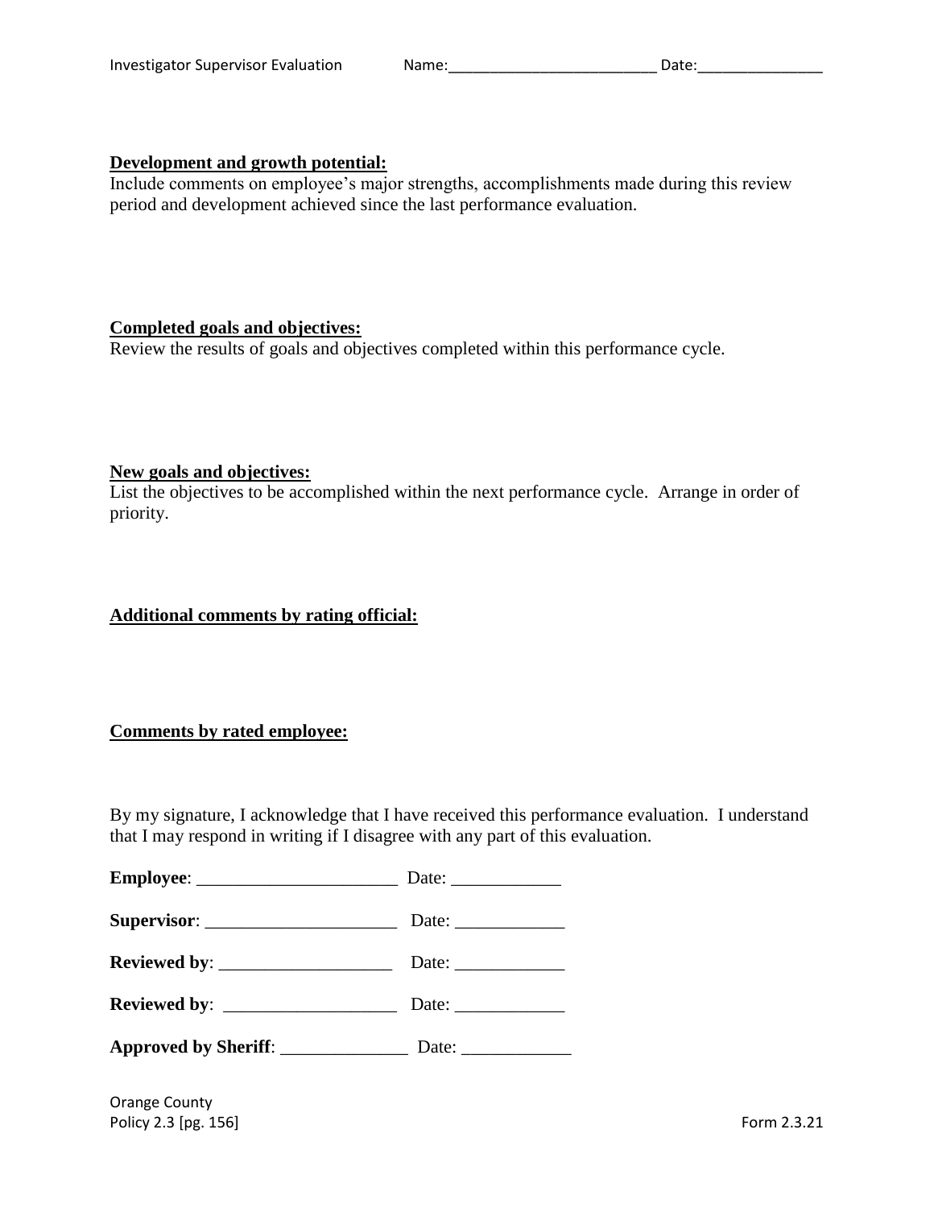**Development and growth potential:**

Include comments on employee's major strengths, accomplishments made during this review period and development achieved since the last performance evaluation.

**Completed goals and objectives:**

Review the results of goals and objectives completed within this performance cycle.

**New goals and objectives:**

List the objectives to be accomplished within the next performance cycle. Arrange in order of priority.

**Additional comments by rating official:**

**Comments by rated employee:**

By my signature, I acknowledge that I have received this performance evaluation. I understand that I may respond in writing if I disagree with any part of this evaluation.

**Employee**: ______________________ Date: ____________

**Supervisor**: _____________________ Date: ____________

**Reviewed by**: ___________________ Date: ____________

**Reviewed by**: ___________________ Date: ____________

**Approved by Sheriff**: ______________ Date: ____________